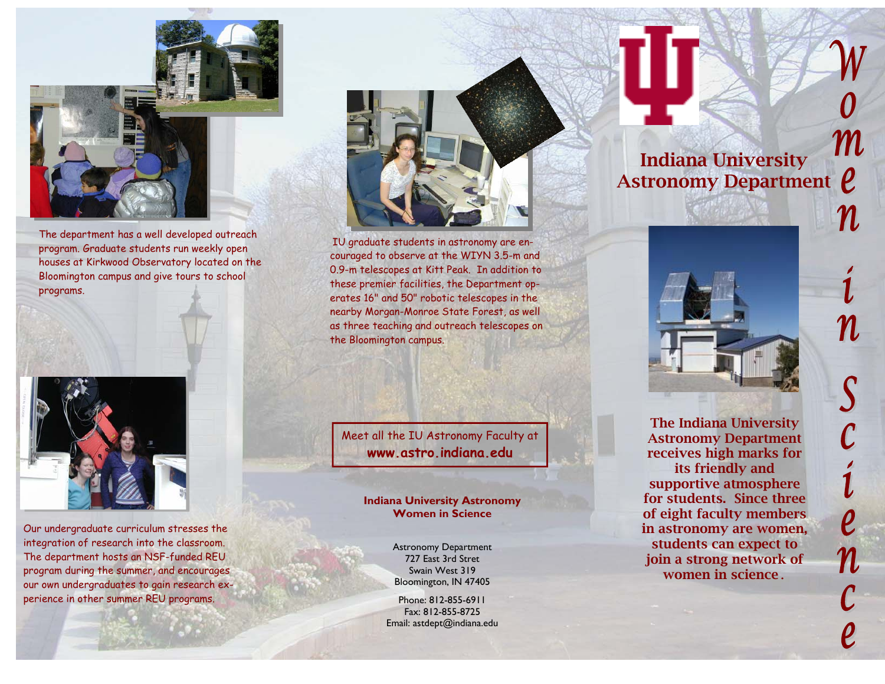# Indiana University Astronomy Department

## Women in Science

The Indiana University Astronomy Department receives high marks for its friendly and supportive atmosphere for students. Since three of eight faculty members in astronomy are women, students can expect to join a strong network of women in science.

The department has a well developed outreach program. Graduate students run weekly open houses at Kirkwood Observatory located on the Bloomington campus and give tours to school programs.

Our undergraduate curriculum stresses the integration of research into the classroom. The department hosts an NSF-funded REU program during the summer, and encourages our own undergraduates to gain research experience in other summer REU programs.

IU graduate students in astronomy are encouraged to observe at the WIYN 3.5-m and 0.9-m telescopes at Kitt Peak. In addition to these premier facilities, the Department operates 16" and 50" robotic telescopes in the nearby Morgan-Monroe State Forest, as well as three teaching and outreach telescopes on the Bloomington campus.

Meet all the IU Astronomy Faculty at
**www.astro.indiana.edu**

**Indiana University Astronomy Women in Science**

Astronomy Department
727 East 3rd Stret
Swain West 319
Bloomington, IN 47405

Phone: 812-855-6911
Fax: 812-855-8725
Email: astdept@indiana.edu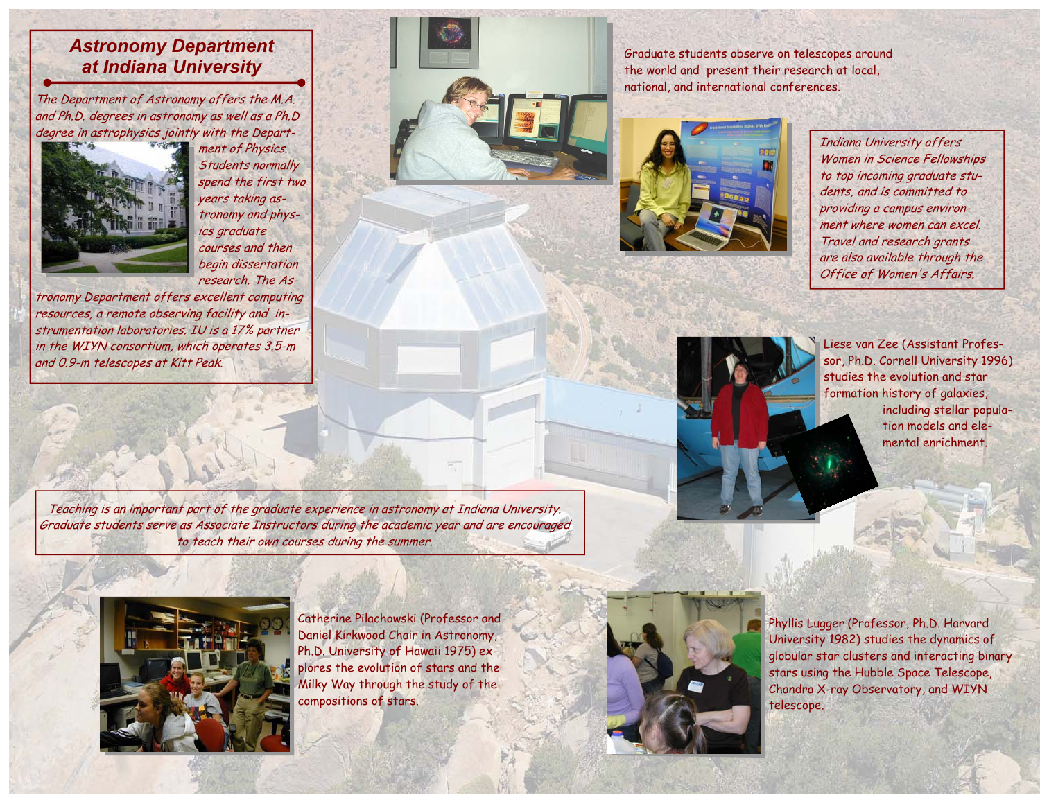# Astronomy Department at Indiana University

*The Department of Astronomy offers the M.A. and Ph.D. degrees in astronomy as well as a Ph.D degree in astrophysics jointly with the Department of Physics. Students normally spend the first two years taking astronomy and physics graduate courses and then begin dissertation research. The Astronomy Department offers excellent computing resources, a remote observing facility and instrumentation laboratories. IU is a 17% partner in the WIYN consortium, which operates 3.5-m and 0.9-m telescopes at Kitt Peak.*

Graduate students observe on telescopes around the world and present their research at local, national, and international conferences.

*Indiana University offers Women in Science Fellowships to top incoming graduate students, and is committed to providing a campus environment where women can excel. Travel and research grants are also available through the Office of Women's Affairs.*

Liese van Zee (Assistant Professor, Ph.D. Cornell University 1996) studies the evolution and star formation history of galaxies, including stellar population models and elemental enrichment.

*Teaching is an important part of the graduate experience in astronomy at Indiana University. Graduate students serve as Associate Instructors during the academic year and are encouraged to teach their own courses during the summer.*

Catherine Pilachowski (Professor and Daniel Kirkwood Chair in Astronomy, Ph.D. University of Hawaii 1975) explores the evolution of stars and the Milky Way through the study of the compositions of stars.

Phyllis Lugger (Professor, Ph.D. Harvard University 1982) studies the dynamics of globular star clusters and interacting binary stars using the Hubble Space Telescope, Chandra X-ray Observatory, and WIYN telescope.